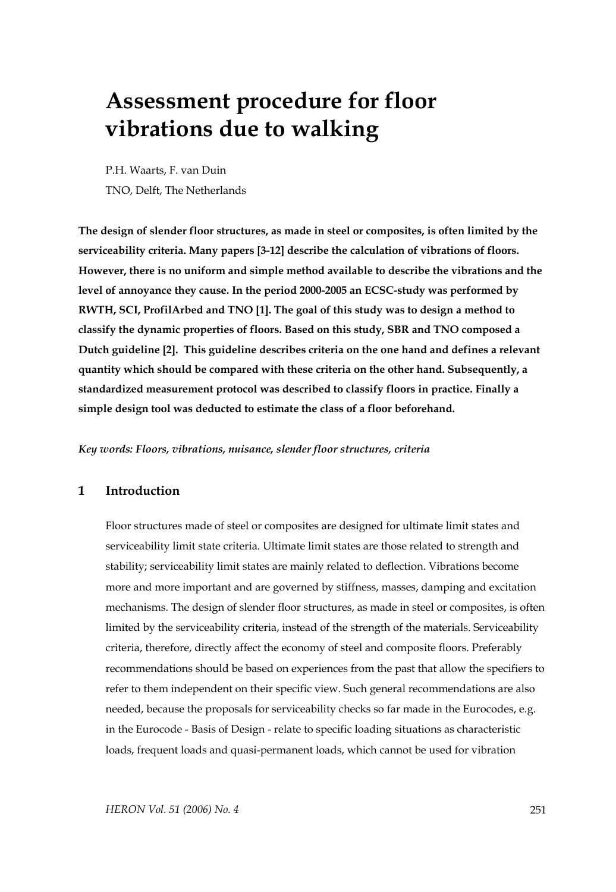# Assessment procedure for floor vibrations due to walking

P.H. Waarts, F. van Duin

TNO, Delft, The Netherlands

**The design of slender floor structures, as made in steel or composites, is often limited by the serviceability criteria. Many papers [3-12] describe the calculation of vibrations of floors. However, there is no uniform and simple method available to describe the vibrations and the level of annoyance they cause. In the period 2000-2005 an ECSC-study was performed by RWTH, SCI, ProfilArbed and TNO [1]. The goal of this study was to design a method to classify the dynamic properties of floors. Based on this study, SBR and TNO composed a Dutch guideline [2]. This guideline describes criteria on the one hand and defines a relevant quantity which should be compared with these criteria on the other hand. Subsequently, a standardized measurement protocol was described to classify floors in practice. Finally a simple design tool was deducted to estimate the class of a floor beforehand.**

***Key words: Floors, vibrations, nuisance, slender floor structures, criteria***

## 1 Introduction

Floor structures made of steel or composites are designed for ultimate limit states and serviceability limit state criteria. Ultimate limit states are those related to strength and stability; serviceability limit states are mainly related to deflection. Vibrations become more and more important and are governed by stiffness, masses, damping and excitation mechanisms. The design of slender floor structures, as made in steel or composites, is often limited by the serviceability criteria, instead of the strength of the materials. Serviceability criteria, therefore, directly affect the economy of steel and composite floors. Preferably recommendations should be based on experiences from the past that allow the specifiers to refer to them independent on their specific view. Such general recommendations are also needed, because the proposals for serviceability checks so far made in the Eurocodes, e.g. in the Eurocode - Basis of Design - relate to specific loading situations as characteristic loads, frequent loads and quasi-permanent loads, which cannot be used for vibration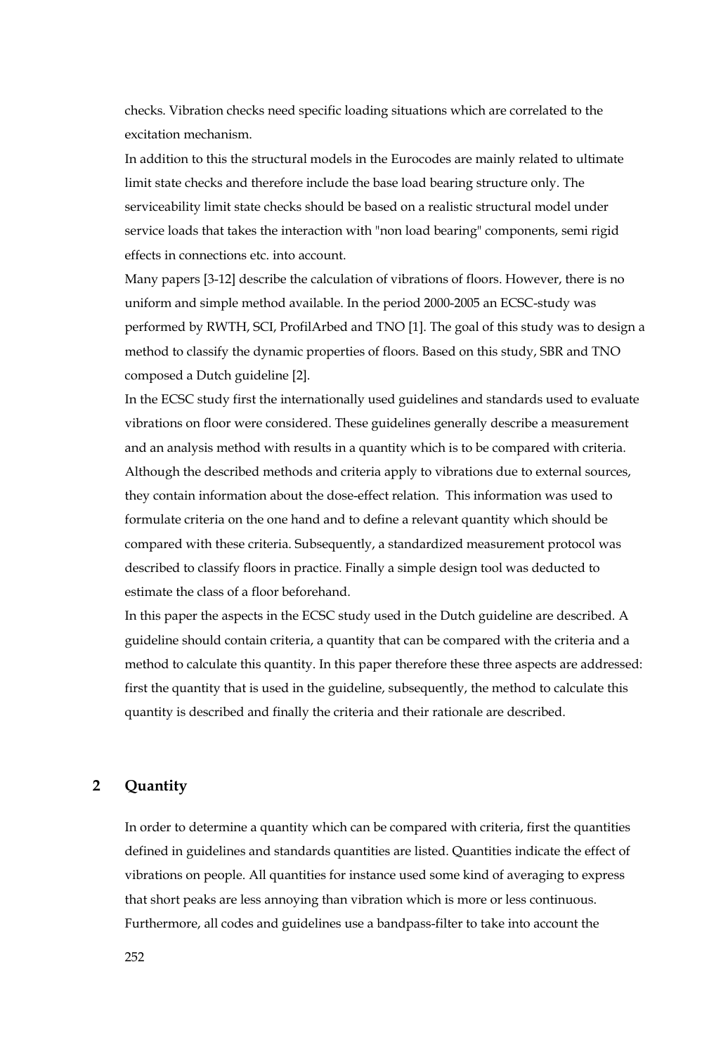checks. Vibration checks need specific loading situations which are correlated to the excitation mechanism.

In addition to this the structural models in the Eurocodes are mainly related to ultimate limit state checks and therefore include the base load bearing structure only. The serviceability limit state checks should be based on a realistic structural model under service loads that takes the interaction with "non load bearing" components, semi rigid effects in connections etc. into account.

Many papers [3-12] describe the calculation of vibrations of floors. However, there is no uniform and simple method available. In the period 2000-2005 an ECSC-study was performed by RWTH, SCI, ProfilArbed and TNO [1]. The goal of this study was to design a method to classify the dynamic properties of floors. Based on this study, SBR and TNO composed a Dutch guideline [2].

In the ECSC study first the internationally used guidelines and standards used to evaluate vibrations on floor were considered. These guidelines generally describe a measurement and an analysis method with results in a quantity which is to be compared with criteria. Although the described methods and criteria apply to vibrations due to external sources, they contain information about the dose-effect relation. This information was used to formulate criteria on the one hand and to define a relevant quantity which should be compared with these criteria. Subsequently, a standardized measurement protocol was described to classify floors in practice. Finally a simple design tool was deducted to estimate the class of a floor beforehand.

In this paper the aspects in the ECSC study used in the Dutch guideline are described. A guideline should contain criteria, a quantity that can be compared with the criteria and a method to calculate this quantity. In this paper therefore these three aspects are addressed: first the quantity that is used in the guideline, subsequently, the method to calculate this quantity is described and finally the criteria and their rationale are described.

## 2 Quantity

In order to determine a quantity which can be compared with criteria, first the quantities defined in guidelines and standards quantities are listed. Quantities indicate the effect of vibrations on people. All quantities for instance used some kind of averaging to express that short peaks are less annoying than vibration which is more or less continuous. Furthermore, all codes and guidelines use a bandpass-filter to take into account the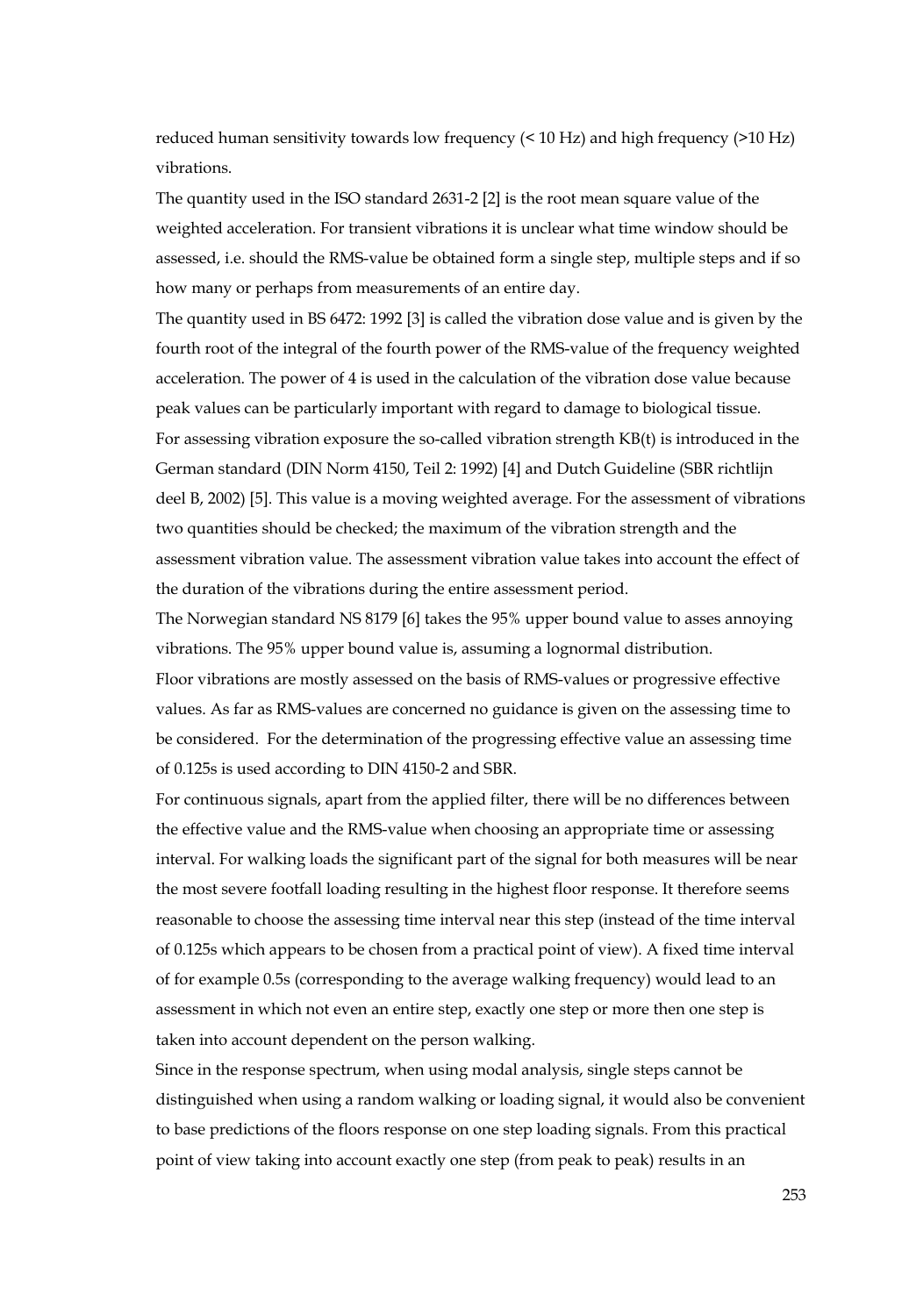reduced human sensitivity towards low frequency (< 10 Hz) and high frequency (>10 Hz) vibrations.

The quantity used in the ISO standard 2631-2 [2] is the root mean square value of the weighted acceleration. For transient vibrations it is unclear what time window should be assessed, i.e. should the RMS-value be obtained form a single step, multiple steps and if so how many or perhaps from measurements of an entire day.

The quantity used in BS 6472: 1992 [3] is called the vibration dose value and is given by the fourth root of the integral of the fourth power of the RMS-value of the frequency weighted acceleration. The power of 4 is used in the calculation of the vibration dose value because peak values can be particularly important with regard to damage to biological tissue.

For assessing vibration exposure the so-called vibration strength KB(t) is introduced in the German standard (DIN Norm 4150, Teil 2: 1992) [4] and Dutch Guideline (SBR richtlijn deel B, 2002) [5]. This value is a moving weighted average. For the assessment of vibrations two quantities should be checked; the maximum of the vibration strength and the assessment vibration value. The assessment vibration value takes into account the effect of the duration of the vibrations during the entire assessment period.

The Norwegian standard NS 8179 [6] takes the 95% upper bound value to asses annoying vibrations. The 95% upper bound value is, assuming a lognormal distribution.

Floor vibrations are mostly assessed on the basis of RMS-values or progressive effective values. As far as RMS-values are concerned no guidance is given on the assessing time to be considered. For the determination of the progressing effective value an assessing time of 0.125s is used according to DIN 4150-2 and SBR.

For continuous signals, apart from the applied filter, there will be no differences between the effective value and the RMS-value when choosing an appropriate time or assessing interval. For walking loads the significant part of the signal for both measures will be near the most severe footfall loading resulting in the highest floor response. It therefore seems reasonable to choose the assessing time interval near this step (instead of the time interval of 0.125s which appears to be chosen from a practical point of view). A fixed time interval of for example 0.5s (corresponding to the average walking frequency) would lead to an assessment in which not even an entire step, exactly one step or more then one step is taken into account dependent on the person walking.

Since in the response spectrum, when using modal analysis, single steps cannot be distinguished when using a random walking or loading signal, it would also be convenient to base predictions of the floors response on one step loading signals. From this practical point of view taking into account exactly one step (from peak to peak) results in an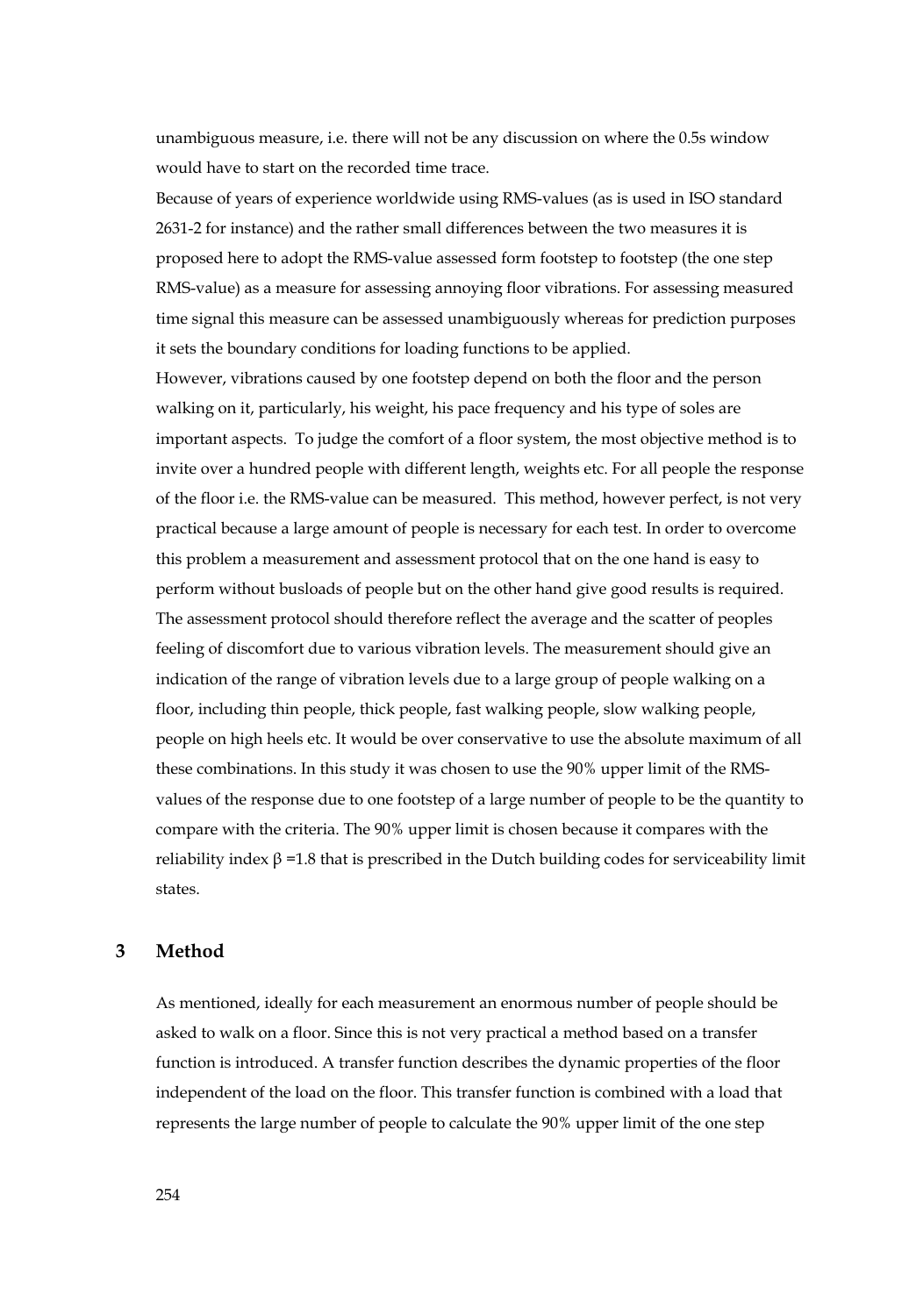unambiguous measure, i.e. there will not be any discussion on where the 0.5s window would have to start on the recorded time trace.

Because of years of experience worldwide using RMS-values (as is used in ISO standard 2631-2 for instance) and the rather small differences between the two measures it is proposed here to adopt the RMS-value assessed form footstep to footstep (the one step RMS-value) as a measure for assessing annoying floor vibrations. For assessing measured time signal this measure can be assessed unambiguously whereas for prediction purposes it sets the boundary conditions for loading functions to be applied.

However, vibrations caused by one footstep depend on both the floor and the person walking on it, particularly, his weight, his pace frequency and his type of soles are important aspects. To judge the comfort of a floor system, the most objective method is to invite over a hundred people with different length, weights etc. For all people the response of the floor i.e. the RMS-value can be measured. This method, however perfect, is not very practical because a large amount of people is necessary for each test. In order to overcome this problem a measurement and assessment protocol that on the one hand is easy to perform without busloads of people but on the other hand give good results is required. The assessment protocol should therefore reflect the average and the scatter of peoples feeling of discomfort due to various vibration levels. The measurement should give an indication of the range of vibration levels due to a large group of people walking on a floor, including thin people, thick people, fast walking people, slow walking people, people on high heels etc. It would be over conservative to use the absolute maximum of all these combinations. In this study it was chosen to use the 90% upper limit of the RMS-values of the response due to one footstep of a large number of people to be the quantity to compare with the criteria. The 90% upper limit is chosen because it compares with the reliability index $\beta$ =1.8 that is prescribed in the Dutch building codes for serviceability limit states.

## 3 Method

As mentioned, ideally for each measurement an enormous number of people should be asked to walk on a floor. Since this is not very practical a method based on a transfer function is introduced. A transfer function describes the dynamic properties of the floor independent of the load on the floor. This transfer function is combined with a load that represents the large number of people to calculate the 90% upper limit of the one step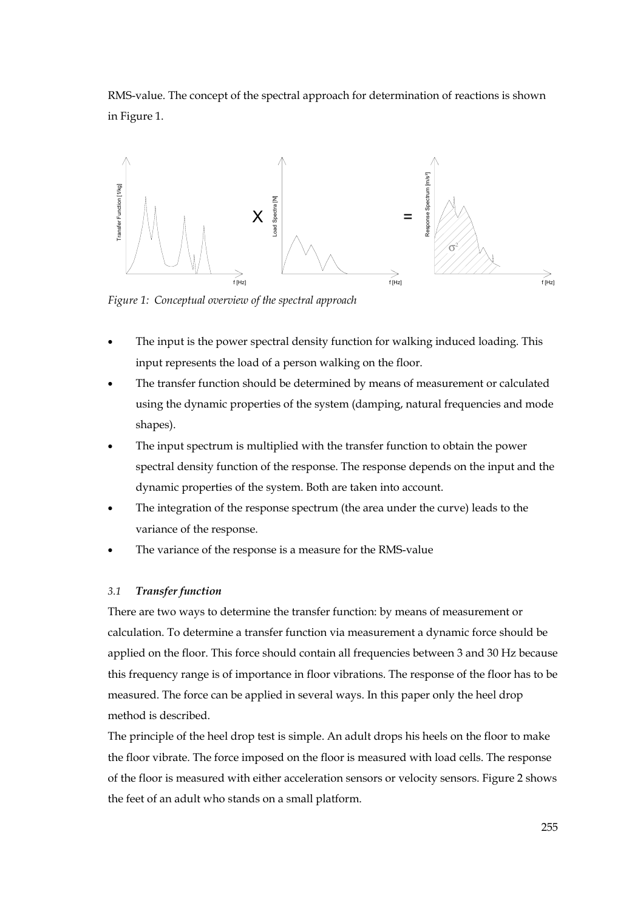RMS-value. The concept of the spectral approach for determination of reactions is shown in Figure 1.

Transfer Function [1/kg]

f [Hz]

X

Load Spectra [N]

f [Hz]

=

Response Spectrum [m/s²]

$\sigma^2$

f [Hz]

*Figure 1: Conceptual overview of the spectral approach*

- The input is the power spectral density function for walking induced loading. This input represents the load of a person walking on the floor.
- The transfer function should be determined by means of measurement or calculated using the dynamic properties of the system (damping, natural frequencies and mode shapes).
- The input spectrum is multiplied with the transfer function to obtain the power spectral density function of the response. The response depends on the input and the dynamic properties of the system. Both are taken into account.
- The integration of the response spectrum (the area under the curve) leads to the variance of the response.
- The variance of the response is a measure for the RMS-value

### *3.1 Transfer function*

There are two ways to determine the transfer function: by means of measurement or calculation. To determine a transfer function via measurement a dynamic force should be applied on the floor. This force should contain all frequencies between 3 and 30 Hz because this frequency range is of importance in floor vibrations. The response of the floor has to be measured. The force can be applied in several ways. In this paper only the heel drop method is described.

The principle of the heel drop test is simple. An adult drops his heels on the floor to make the floor vibrate. The force imposed on the floor is measured with load cells. The response of the floor is measured with either acceleration sensors or velocity sensors. Figure 2 shows the feet of an adult who stands on a small platform.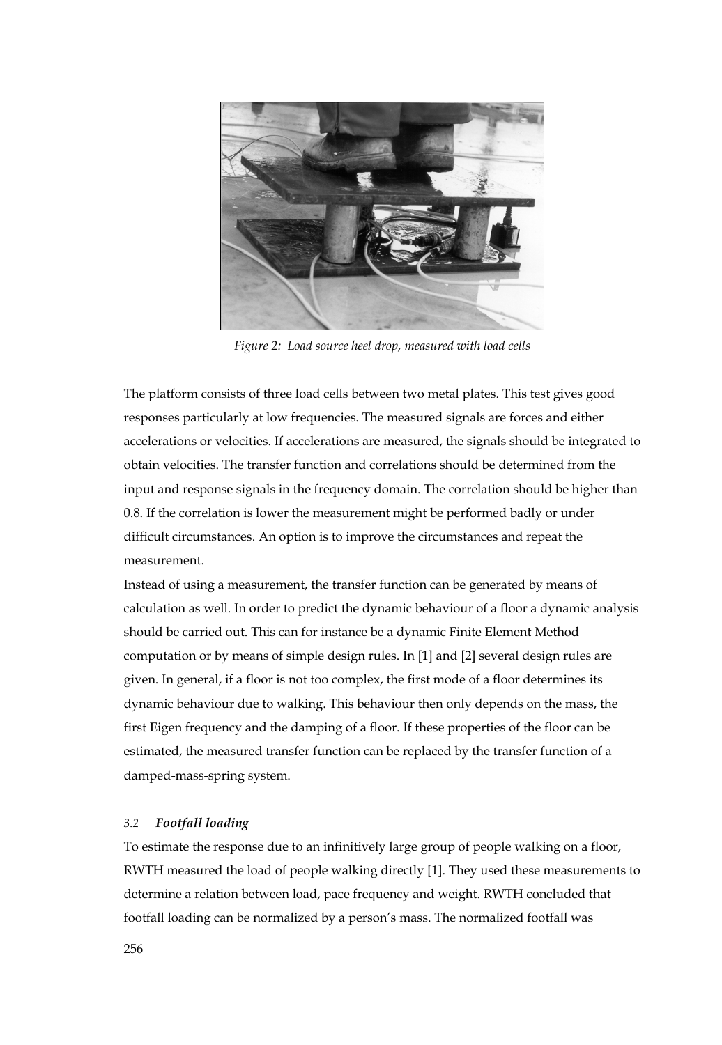*Figure 2: Load source heel drop, measured with load cells*

The platform consists of three load cells between two metal plates. This test gives good responses particularly at low frequencies. The measured signals are forces and either accelerations or velocities. If accelerations are measured, the signals should be integrated to obtain velocities. The transfer function and correlations should be determined from the input and response signals in the frequency domain. The correlation should be higher than 0.8. If the correlation is lower the measurement might be performed badly or under difficult circumstances. An option is to improve the circumstances and repeat the measurement.

Instead of using a measurement, the transfer function can be generated by means of calculation as well. In order to predict the dynamic behaviour of a floor a dynamic analysis should be carried out. This can for instance be a dynamic Finite Element Method computation or by means of simple design rules. In [1] and [2] several design rules are given. In general, if a floor is not too complex, the first mode of a floor determines its dynamic behaviour due to walking. This behaviour then only depends on the mass, the first Eigen frequency and the damping of a floor. If these properties of the floor can be estimated, the measured transfer function can be replaced by the transfer function of a damped-mass-spring system.

### 3.2 *Footfall loading*

To estimate the response due to an infinitively large group of people walking on a floor, RWTH measured the load of people walking directly [1]. They used these measurements to determine a relation between load, pace frequency and weight. RWTH concluded that footfall loading can be normalized by a person's mass. The normalized footfall was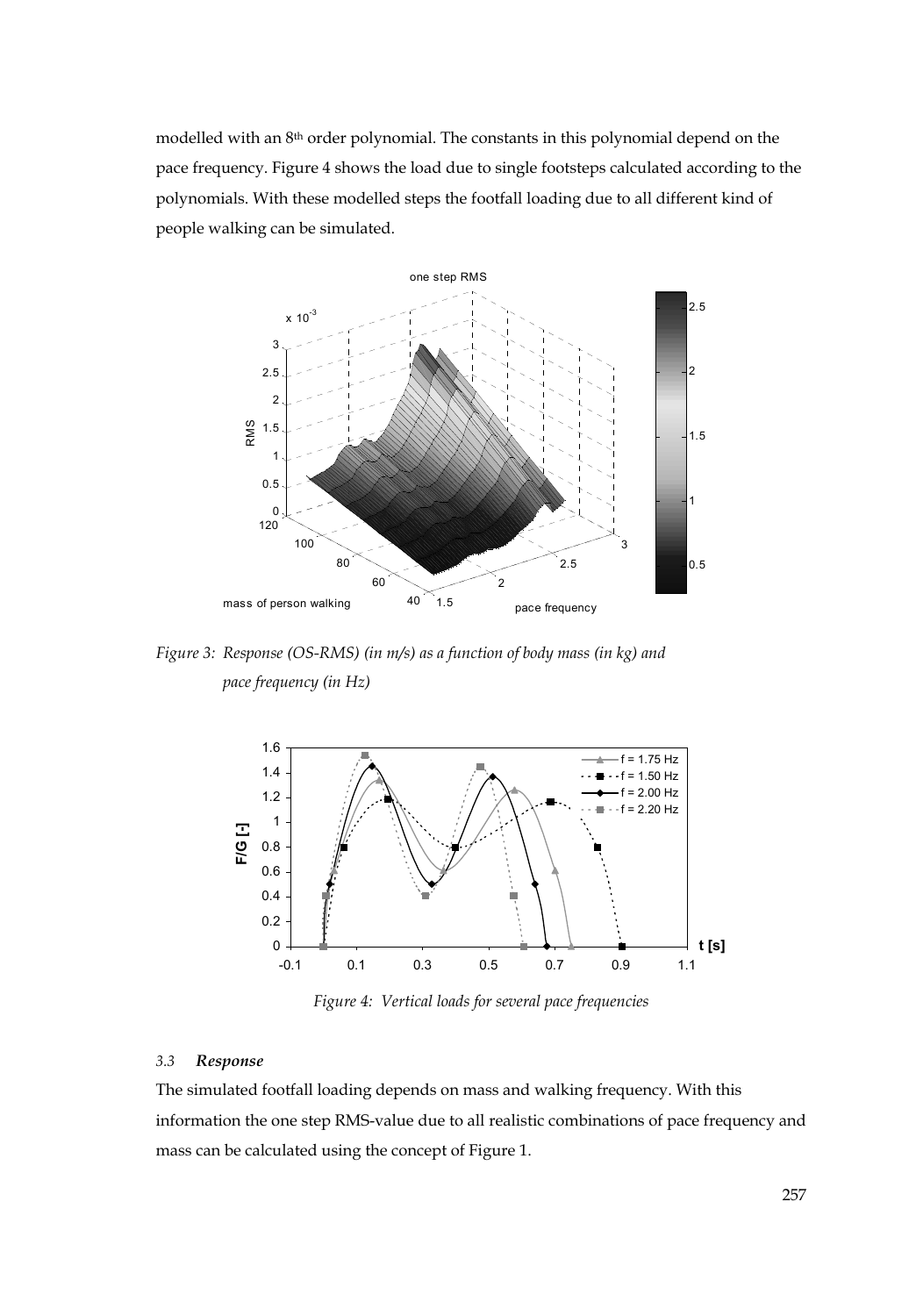modelled with an 8th order polynomial. The constants in this polynomial depend on the pace frequency. Figure 4 shows the load due to single footsteps calculated according to the polynomials. With these modelled steps the footfall loading due to all different kind of people walking can be simulated.

one step RMS

x $10^{-3}$

RMS

0
0.5
1
1.5
2
2.5
3

mass of person walking

120
100
80
60
40

pace frequency

1.5
2
2.5
3

0.5
1
1.5
2
2.5

*Figure 3: Response (OS-RMS) (in m/s) as a function of body mass (in kg) and pace frequency (in Hz)*

F/G [-]

0
0.2
0.4
0.6
0.8
1
1.2
1.4
1.6

t [s]

-0.1
0.1
0.3
0.5
0.7
0.9
1.1

f = 1.75 Hz
f = 1.50 Hz
f = 2.00 Hz
f = 2.20 Hz

*Figure 4: Vertical loads for several pace frequencies*

### *3.3 Response*

The simulated footfall loading depends on mass and walking frequency. With this information the one step RMS-value due to all realistic combinations of pace frequency and mass can be calculated using the concept of Figure 1.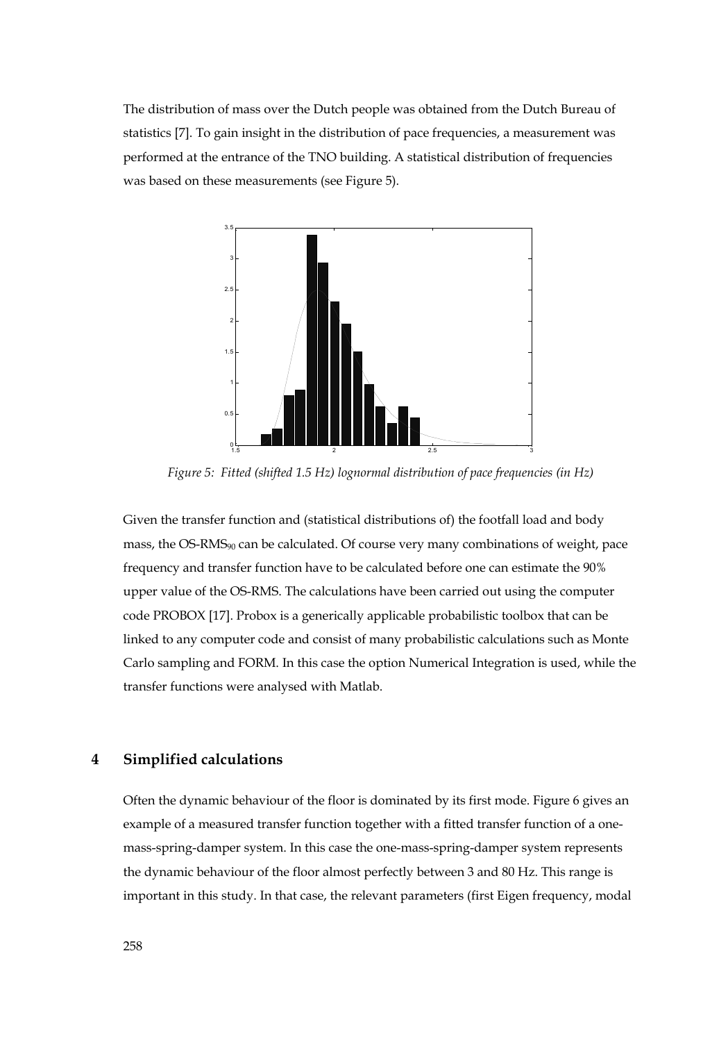The distribution of mass over the Dutch people was obtained from the Dutch Bureau of statistics [7]. To gain insight in the distribution of pace frequencies, a measurement was performed at the entrance of the TNO building. A statistical distribution of frequencies was based on these measurements (see Figure 5).

3.5
3
2.5
2
1.5
1
0.5
0
1.5
2
2.5
3

*Figure 5: Fitted (shifted 1.5 Hz) lognormal distribution of pace frequencies (in Hz)*

Given the transfer function and (statistical distributions of) the footfall load and body mass, the OS-RMS$_{90}$ can be calculated. Of course very many combinations of weight, pace frequency and transfer function have to be calculated before one can estimate the 90% upper value of the OS-RMS. The calculations have been carried out using the computer code PROBOX [17]. Probox is a generically applicable probabilistic toolbox that can be linked to any computer code and consist of many probabilistic calculations such as Monte Carlo sampling and FORM. In this case the option Numerical Integration is used, while the transfer functions were analysed with Matlab.

## 4 Simplified calculations

Often the dynamic behaviour of the floor is dominated by its first mode. Figure 6 gives an example of a measured transfer function together with a fitted transfer function of a one-mass-spring-damper system. In this case the one-mass-spring-damper system represents the dynamic behaviour of the floor almost perfectly between 3 and 80 Hz. This range is important in this study. In that case, the relevant parameters (first Eigen frequency, modal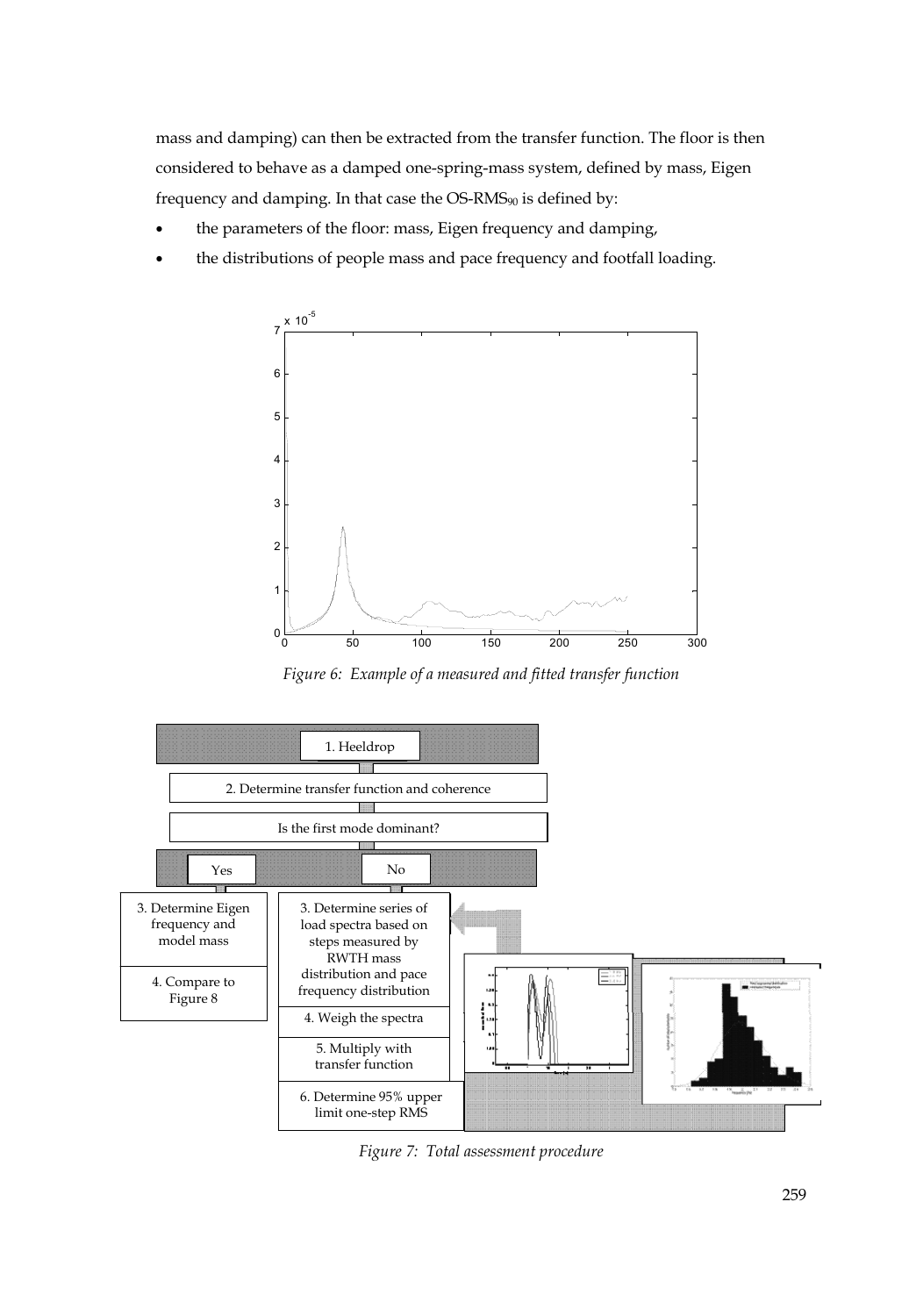mass and damping) can then be extracted from the transfer function. The floor is then considered to behave as a damped one-spring-mass system, defined by mass, Eigen frequency and damping. In that case the OS-$RMS_{90}$ is defined by:

- the parameters of the floor: mass, Eigen frequency and damping,
- the distributions of people mass and pace frequency and footfall loading.

x $10^{-5}$
7
6
5
4
3
2
1
0
0 50 100 150 200 250 300

*Figure 6: Example of a measured and fitted transfer function*

1. Heeldrop

2. Determine transfer function and coherence

Is the first mode dominant?

Yes

No

3. Determine Eigen frequency and model mass

4. Compare to Figure 8

3. Determine series of load spectra based on steps measured by RWTH mass distribution and pace frequency distribution

4. Weigh the spectra

5. Multiply with transfer function

6. Determine 95% upper limit one-step RMS

*Figure 7: Total assessment procedure*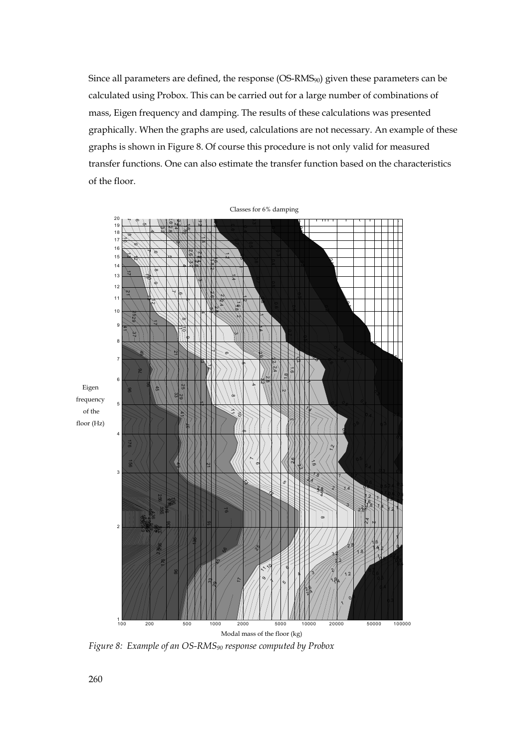Since all parameters are defined, the response (OS-RMS$_{90}$) given these parameters can be calculated using Probox. This can be carried out for a large number of combinations of mass, Eigen frequency and damping. The results of these calculations was presented graphically. When the graphs are used, calculations are not necessary. An example of these graphs is shown in Figure 8. Of course this procedure is not only valid for measured transfer functions. One can also estimate the transfer function based on the characteristics of the floor.

Classes for 6% damping

Eigen frequency of the floor (Hz)

Modal mass of the floor (kg)

100 200 500 1000 2000 5000 10000 20000 50000 100000

1 2 3 4 5 6 7 8 9 10 11 12 13 14 15 16 17 18 19 20

*Figure 8: Example of an OS-RMS$_{90}$ response computed by Probox*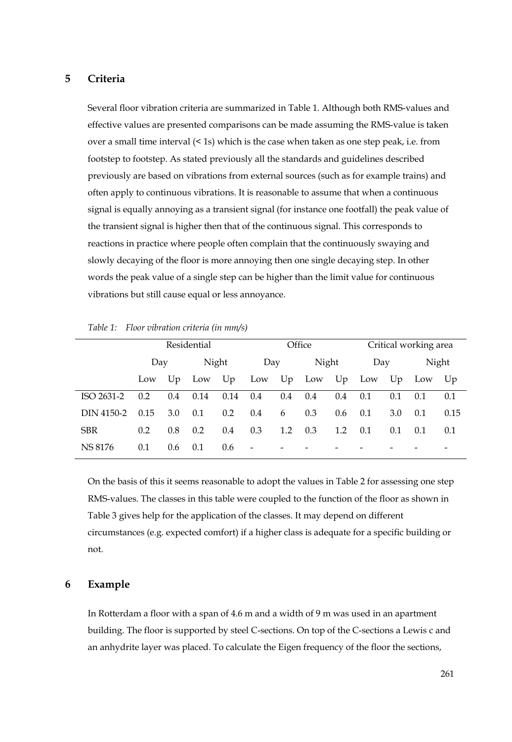## 5 Criteria

Several floor vibration criteria are summarized in Table 1. Although both RMS-values and effective values are presented comparisons can be made assuming the RMS-value is taken over a small time interval (< 1s) which is the case when taken as one step peak, i.e. from footstep to footstep. As stated previously all the standards and guidelines described previously are based on vibrations from external sources (such as for example trains) and often apply to continuous vibrations. It is reasonable to assume that when a continuous signal is equally annoying as a transient signal (for instance one footfall) the peak value of the transient signal is higher then that of the continuous signal. This corresponds to reactions in practice where people often complain that the continuously swaying and slowly decaying of the floor is more annoying then one single decaying step. In other words the peak value of a single step can be higher than the limit value for continuous vibrations but still cause equal or less annoyance.

*Table 1: Floor vibration criteria (in mm/s)*

| | Residential | | | | Office | | | | Critical working area | | | |
|---|---|---|---|---|---|---|---|---|---|---|---|---|
| | Day | | Night | | Day | | Night | | Day | | Night | |
| | Low | Up | Low | Up | Low | Up | Low | Up | Low | Up | Low | Up |
| ISO 2631-2 | 0.2 | 0.4 | 0.14 | 0.14 | 0.4 | 0.4 | 0.4 | 0.4 | 0.1 | 0.1 | 0.1 | 0.1 |
| DIN 4150-2 | 0.15 | 3.0 | 0.1 | 0.2 | 0.4 | 6 | 0.3 | 0.6 | 0.1 | 3.0 | 0.1 | 0.15 |
| SBR | 0.2 | 0.8 | 0.2 | 0.4 | 0.3 | 1.2 | 0.3 | 1.2 | 0.1 | 0.1 | 0.1 | 0.1 |
| NS 8176 | 0.1 | 0.6 | 0.1 | 0.6 | - | - | - | - | - | - | - | - |

On the basis of this it seems reasonable to adopt the values in Table 2 for assessing one step RMS-values. The classes in this table were coupled to the function of the floor as shown in Table 3 gives help for the application of the classes. It may depend on different circumstances (e.g. expected comfort) if a higher class is adequate for a specific building or not.

## 6 Example

In Rotterdam a floor with a span of 4.6 m and a width of 9 m was used in an apartment building. The floor is supported by steel C-sections. On top of the C-sections a Lewis c and an anhydrite layer was placed. To calculate the Eigen frequency of the floor the sections,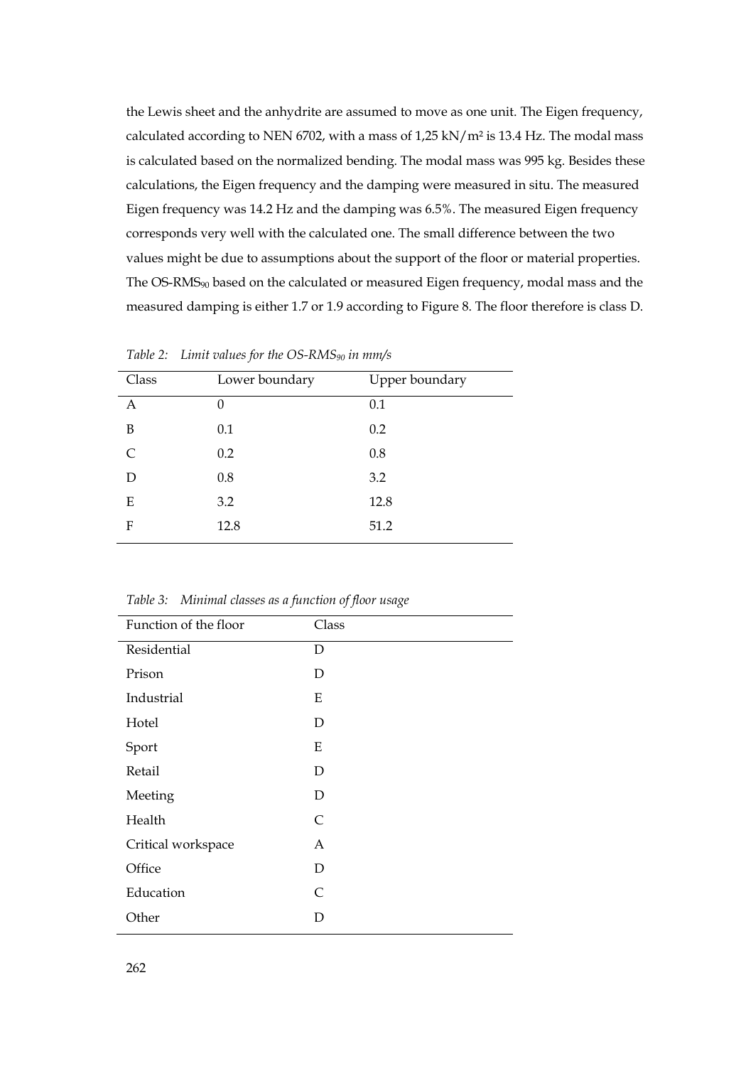the Lewis sheet and the anhydrite are assumed to move as one unit. The Eigen frequency, calculated according to NEN 6702, with a mass of 1,25 kN/m² is 13.4 Hz. The modal mass is calculated based on the normalized bending. The modal mass was 995 kg. Besides these calculations, the Eigen frequency and the damping were measured in situ. The measured Eigen frequency was 14.2 Hz and the damping was 6.5%. The measured Eigen frequency corresponds very well with the calculated one. The small difference between the two values might be due to assumptions about the support of the floor or material properties. The OS-$RMS_{90}$ based on the calculated or measured Eigen frequency, modal mass and the measured damping is either 1.7 or 1.9 according to Figure 8. The floor therefore is class D.

*Table 2: Limit values for the OS-$RMS_{90}$ in mm/s*

| Class | Lower boundary | Upper boundary |
|---|---|---|
| A | 0 | 0.1 |
| B | 0.1 | 0.2 |
| C | 0.2 | 0.8 |
| D | 0.8 | 3.2 |
| E | 3.2 | 12.8 |
| F | 12.8 | 51.2 |

*Table 3: Minimal classes as a function of floor usage*

| Function of the floor | Class |
|---|---|
| Residential | D |
| Prison | D |
| Industrial | E |
| Hotel | D |
| Sport | E |
| Retail | D |
| Meeting | D |
| Health | C |
| Critical workspace | A |
| Office | D |
| Education | C |
| Other | D |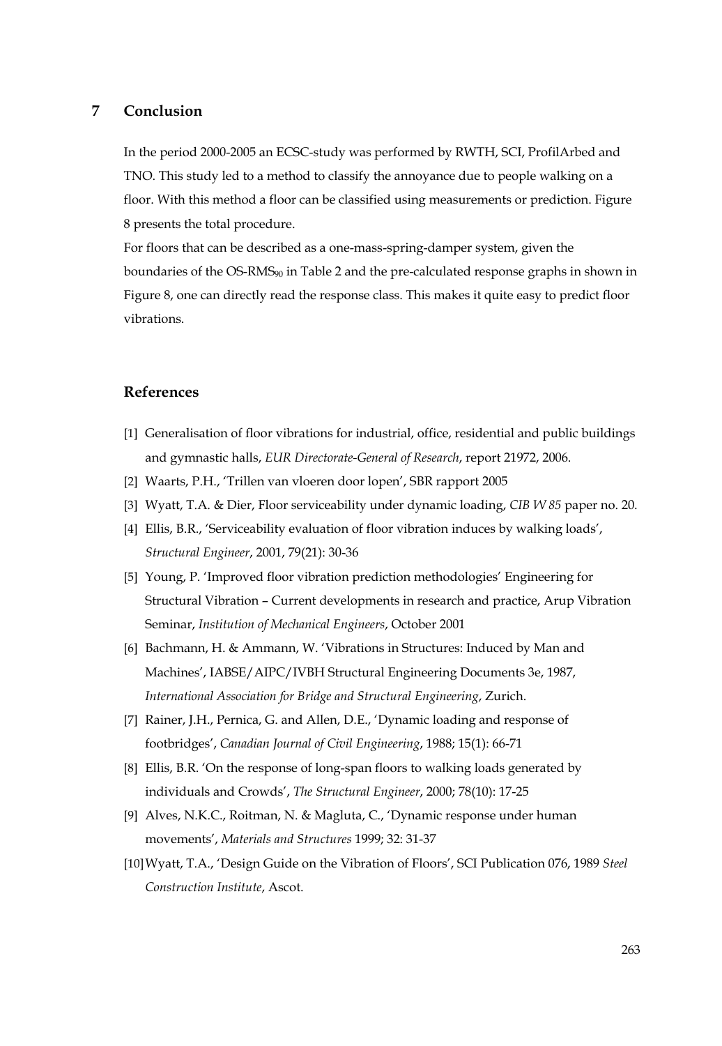## 7 Conclusion

In the period 2000-2005 an ECSC-study was performed by RWTH, SCI, ProfilArbed and TNO. This study led to a method to classify the annoyance due to people walking on a floor. With this method a floor can be classified using measurements or prediction. Figure 8 presents the total procedure.

For floors that can be described as a one-mass-spring-damper system, given the boundaries of the OS-$RMS_{90}$ in Table 2 and the pre-calculated response graphs in shown in Figure 8, one can directly read the response class. This makes it quite easy to predict floor vibrations.

## References

[1] Generalisation of floor vibrations for industrial, office, residential and public buildings and gymnastic halls, *EUR Directorate-General of Research*, report 21972, 2006.

[2] Waarts, P.H., 'Trillen van vloeren door lopen', SBR rapport 2005

[3] Wyatt, T.A. & Dier, Floor serviceability under dynamic loading, *CIB W 85* paper no. 20.

[4] Ellis, B.R., 'Serviceability evaluation of floor vibration induces by walking loads', *Structural Engineer*, 2001, 79(21): 30-36

[5] Young, P. 'Improved floor vibration prediction methodologies' Engineering for Structural Vibration – Current developments in research and practice, Arup Vibration Seminar, *Institution of Mechanical Engineers*, October 2001

[6] Bachmann, H. & Ammann, W. 'Vibrations in Structures: Induced by Man and Machines', IABSE/AIPC/IVBH Structural Engineering Documents 3e, 1987, *International Association for Bridge and Structural Engineering*, Zurich.

[7] Rainer, J.H., Pernica, G. and Allen, D.E., 'Dynamic loading and response of footbridges', *Canadian Journal of Civil Engineering*, 1988; 15(1): 66-71

[8] Ellis, B.R. 'On the response of long-span floors to walking loads generated by individuals and Crowds', *The Structural Engineer*, 2000; 78(10): 17-25

[9] Alves, N.K.C., Roitman, N. & Magluta, C., 'Dynamic response under human movements', *Materials and Structures* 1999; 32: 31-37

[10] Wyatt, T.A., 'Design Guide on the Vibration of Floors', SCI Publication 076, 1989 *Steel Construction Institute*, Ascot.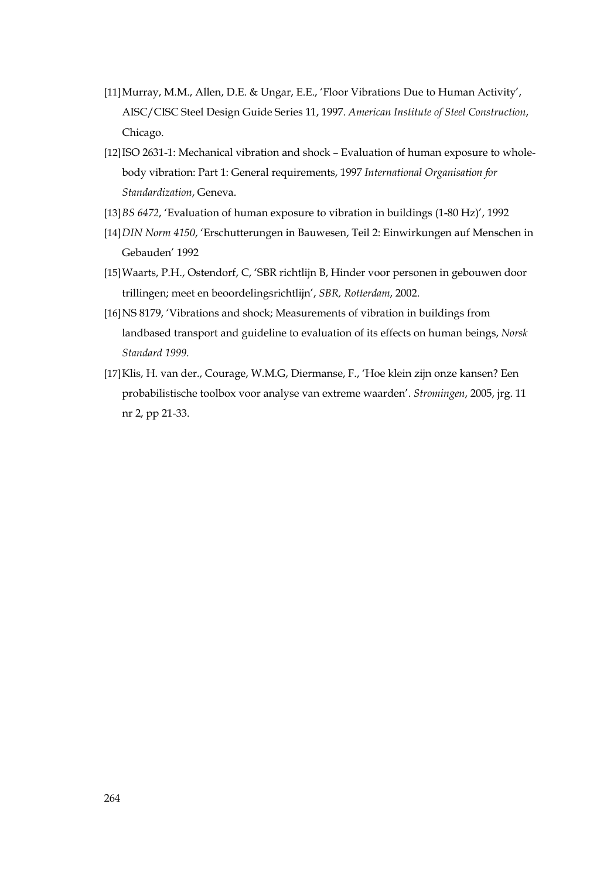[11] Murray, M.M., Allen, D.E. & Ungar, E.E., 'Floor Vibrations Due to Human Activity', AISC/CISC Steel Design Guide Series 11, 1997. *American Institute of Steel Construction*, Chicago.

[12] ISO 2631-1: Mechanical vibration and shock – Evaluation of human exposure to whole-body vibration: Part 1: General requirements, 1997 *International Organisation for Standardization*, Geneva.

[13] *BS 6472*, 'Evaluation of human exposure to vibration in buildings (1-80 Hz)', 1992

[14] *DIN Norm 4150*, 'Erschutterungen in Bauwesen, Teil 2: Einwirkungen auf Menschen in Gebauden' 1992

[15] Waarts, P.H., Ostendorf, C, 'SBR richtlijn B, Hinder voor personen in gebouwen door trillingen; meet en beoordelingsrichtlijn', *SBR, Rotterdam*, 2002.

[16] NS 8179, 'Vibrations and shock; Measurements of vibration in buildings from landbased transport and guideline to evaluation of its effects on human beings, *Norsk Standard 1999*.

[17] Klis, H. van der., Courage, W.M.G, Diermanse, F., 'Hoe klein zijn onze kansen? Een probabilistische toolbox voor analyse van extreme waarden'. *Stromingen*, 2005, jrg. 11 nr 2, pp 21-33.